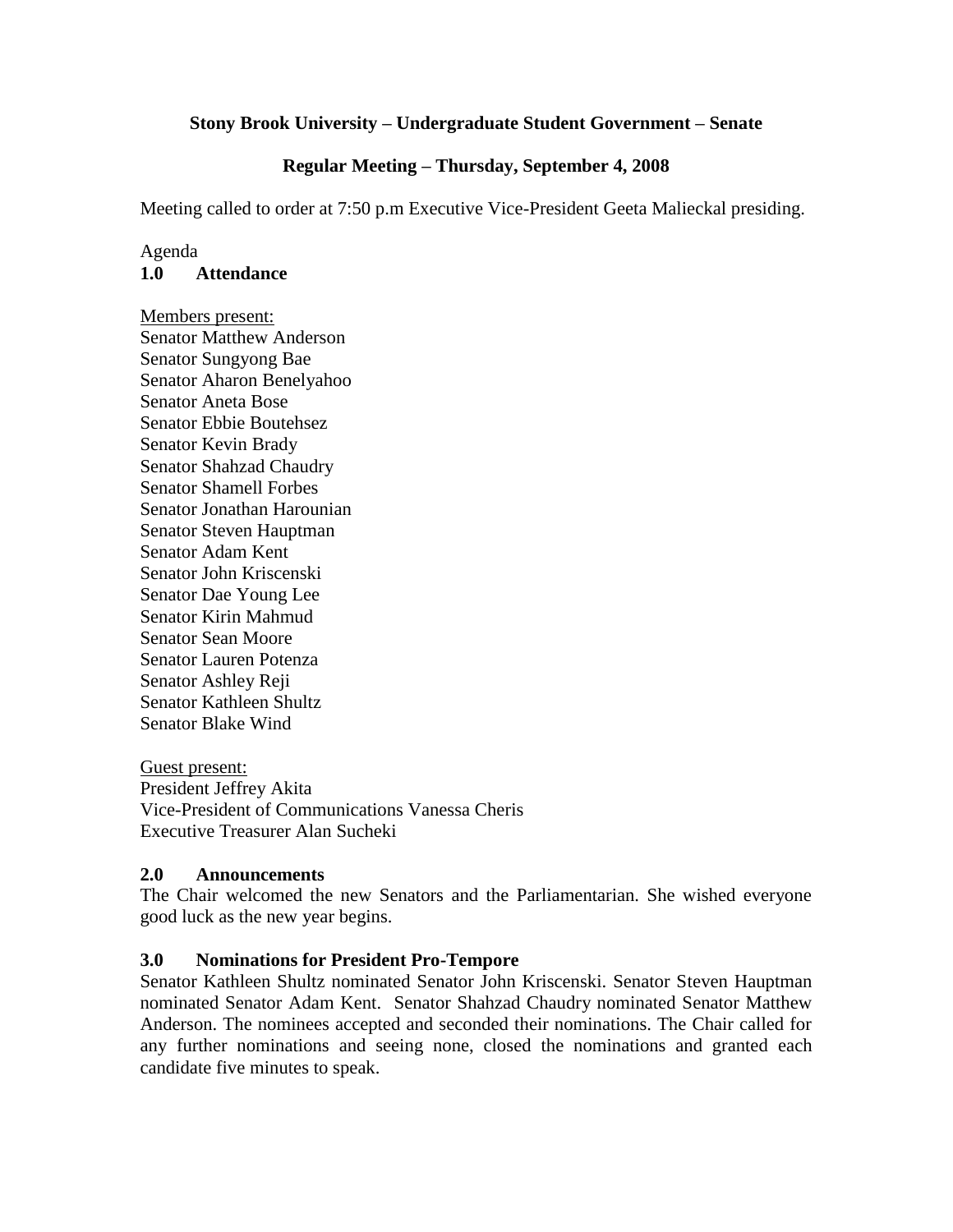**Stony Brook University – Undergraduate Student Government – Senate**

**Regular Meeting – Thursday, September 4, 2008**

Meeting called to order at 7:50 p.m Executive Vice-President Geeta Malieckal presiding.

Agenda

## 1.0 Attendance

Members present:
Senator Matthew Anderson
Senator Sungyong Bae
Senator Aharon Benelyahoo
Senator Aneta Bose
Senator Ebbie Boutehsez
Senator Kevin Brady
Senator Shahzad Chaudry
Senator Shamell Forbes
Senator Jonathan Harounian
Senator Steven Hauptman
Senator Adam Kent
Senator John Kriscenski
Senator Dae Young Lee
Senator Kirin Mahmud
Senator Sean Moore
Senator Lauren Potenza
Senator Ashley Reji
Senator Kathleen Shultz
Senator Blake Wind

Guest present:
President Jeffrey Akita
Vice-President of Communications Vanessa Cheris
Executive Treasurer Alan Sucheki

## 2.0 Announcements

The Chair welcomed the new Senators and the Parliamentarian. She wished everyone good luck as the new year begins.

## 3.0 Nominations for President Pro-Tempore

Senator Kathleen Shultz nominated Senator John Kriscenski. Senator Steven Hauptman nominated Senator Adam Kent. Senator Shahzad Chaudry nominated Senator Matthew Anderson. The nominees accepted and seconded their nominations. The Chair called for any further nominations and seeing none, closed the nominations and granted each candidate five minutes to speak.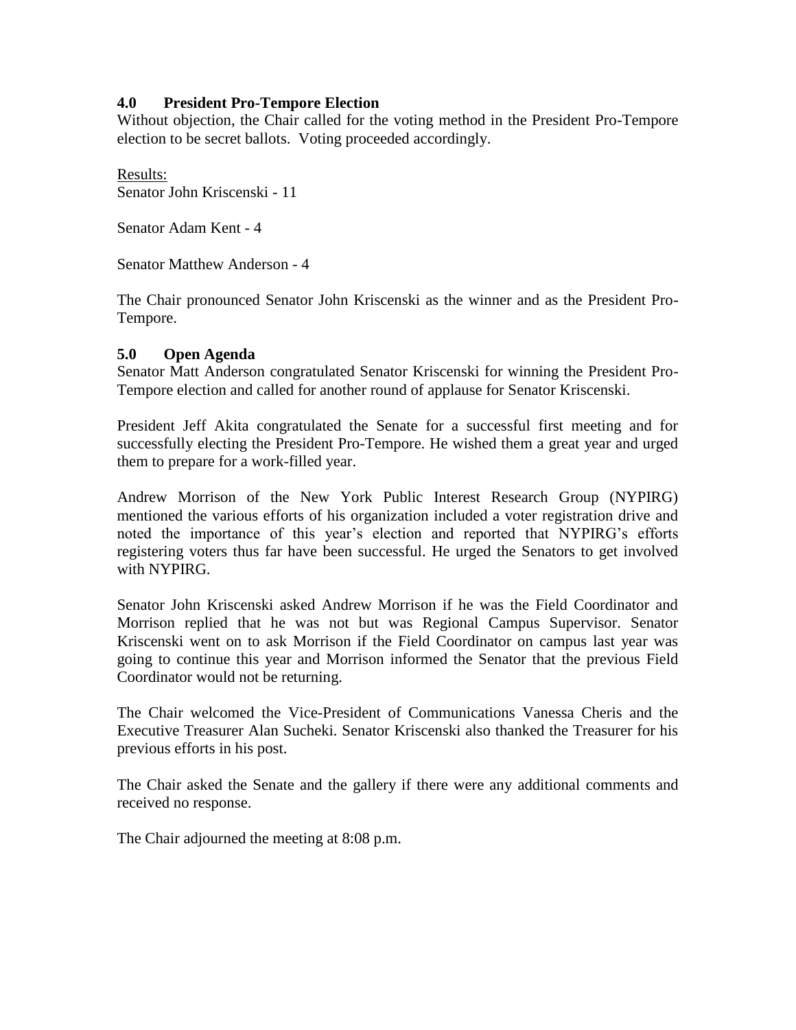## 4.0 President Pro-Tempore Election

Without objection, the Chair called for the voting method in the President Pro-Tempore election to be secret ballots. Voting proceeded accordingly.

Results:
Senator John Kriscenski - 11

Senator Adam Kent - 4

Senator Matthew Anderson - 4

The Chair pronounced Senator John Kriscenski as the winner and as the President Pro-Tempore.

## 5.0 Open Agenda

Senator Matt Anderson congratulated Senator Kriscenski for winning the President Pro-Tempore election and called for another round of applause for Senator Kriscenski.

President Jeff Akita congratulated the Senate for a successful first meeting and for successfully electing the President Pro-Tempore. He wished them a great year and urged them to prepare for a work-filled year.

Andrew Morrison of the New York Public Interest Research Group (NYPIRG) mentioned the various efforts of his organization included a voter registration drive and noted the importance of this year's election and reported that NYPIRG's efforts registering voters thus far have been successful. He urged the Senators to get involved with NYPIRG.

Senator John Kriscenski asked Andrew Morrison if he was the Field Coordinator and Morrison replied that he was not but was Regional Campus Supervisor. Senator Kriscenski went on to ask Morrison if the Field Coordinator on campus last year was going to continue this year and Morrison informed the Senator that the previous Field Coordinator would not be returning.

The Chair welcomed the Vice-President of Communications Vanessa Cheris and the Executive Treasurer Alan Sucheki. Senator Kriscenski also thanked the Treasurer for his previous efforts in his post.

The Chair asked the Senate and the gallery if there were any additional comments and received no response.

The Chair adjourned the meeting at 8:08 p.m.